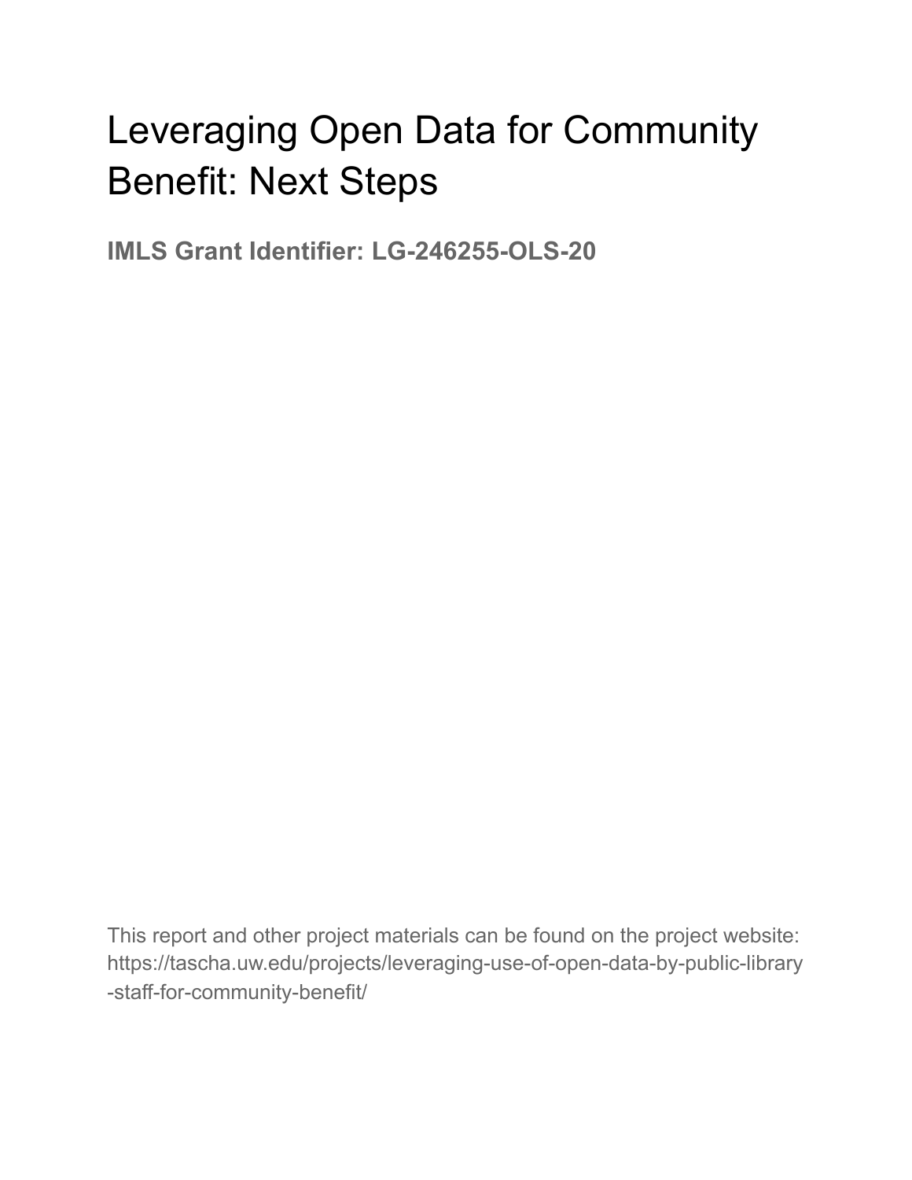# Leveraging Open Data for Community Benefit: Next Steps

**IMLS Grant Identifier: LG-246255-OLS-20**

This report and other project materials can be found on the project website: https://tascha.uw.edu/projects/leveraging-use-of-open-data-by-public-library-staff-for-community-benefit/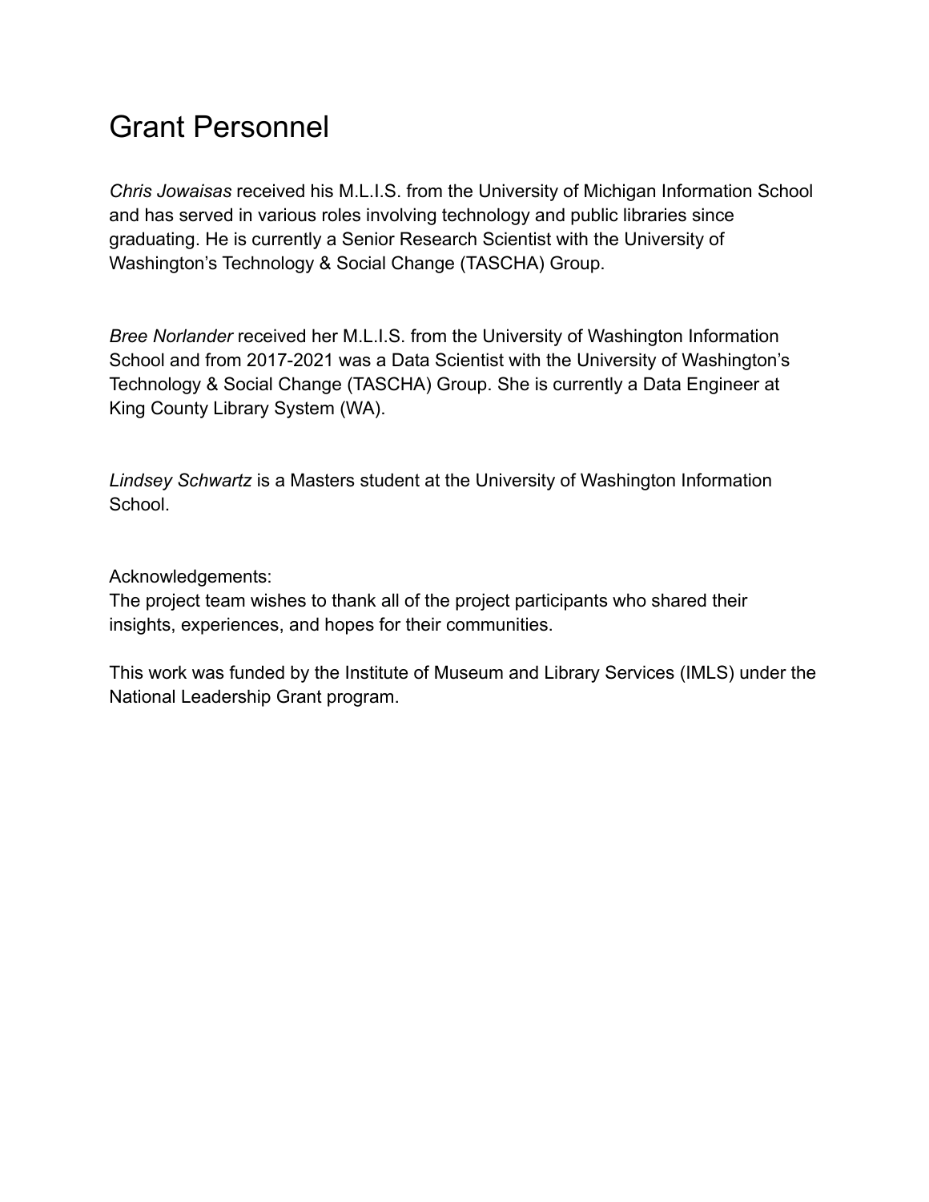# Grant Personnel

*Chris Jowaisas* received his M.L.I.S. from the University of Michigan Information School and has served in various roles involving technology and public libraries since graduating. He is currently a Senior Research Scientist with the University of Washington's Technology & Social Change (TASCHA) Group.

*Bree Norlander* received her M.L.I.S. from the University of Washington Information School and from 2017-2021 was a Data Scientist with the University of Washington's Technology & Social Change (TASCHA) Group. She is currently a Data Engineer at King County Library System (WA).

*Lindsey Schwartz* is a Masters student at the University of Washington Information School.

Acknowledgements:
The project team wishes to thank all of the project participants who shared their insights, experiences, and hopes for their communities.

This work was funded by the Institute of Museum and Library Services (IMLS) under the National Leadership Grant program.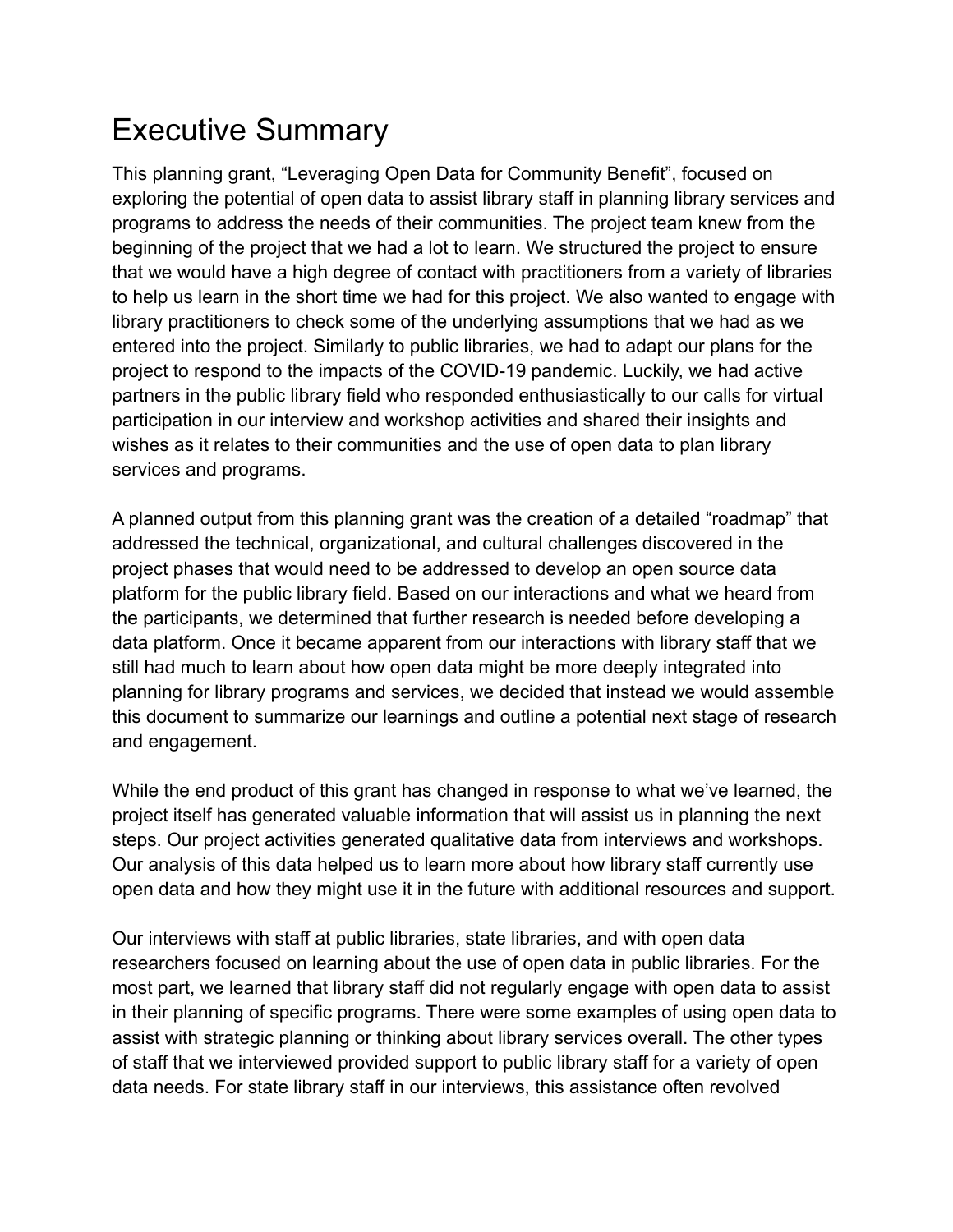# Executive Summary

This planning grant, "Leveraging Open Data for Community Benefit", focused on exploring the potential of open data to assist library staff in planning library services and programs to address the needs of their communities. The project team knew from the beginning of the project that we had a lot to learn. We structured the project to ensure that we would have a high degree of contact with practitioners from a variety of libraries to help us learn in the short time we had for this project. We also wanted to engage with library practitioners to check some of the underlying assumptions that we had as we entered into the project. Similarly to public libraries, we had to adapt our plans for the project to respond to the impacts of the COVID-19 pandemic. Luckily, we had active partners in the public library field who responded enthusiastically to our calls for virtual participation in our interview and workshop activities and shared their insights and wishes as it relates to their communities and the use of open data to plan library services and programs.

A planned output from this planning grant was the creation of a detailed "roadmap" that addressed the technical, organizational, and cultural challenges discovered in the project phases that would need to be addressed to develop an open source data platform for the public library field. Based on our interactions and what we heard from the participants, we determined that further research is needed before developing a data platform. Once it became apparent from our interactions with library staff that we still had much to learn about how open data might be more deeply integrated into planning for library programs and services, we decided that instead we would assemble this document to summarize our learnings and outline a potential next stage of research and engagement.

While the end product of this grant has changed in response to what we've learned, the project itself has generated valuable information that will assist us in planning the next steps. Our project activities generated qualitative data from interviews and workshops. Our analysis of this data helped us to learn more about how library staff currently use open data and how they might use it in the future with additional resources and support.

Our interviews with staff at public libraries, state libraries, and with open data researchers focused on learning about the use of open data in public libraries. For the most part, we learned that library staff did not regularly engage with open data to assist in their planning of specific programs. There were some examples of using open data to assist with strategic planning or thinking about library services overall. The other types of staff that we interviewed provided support to public library staff for a variety of open data needs. For state library staff in our interviews, this assistance often revolved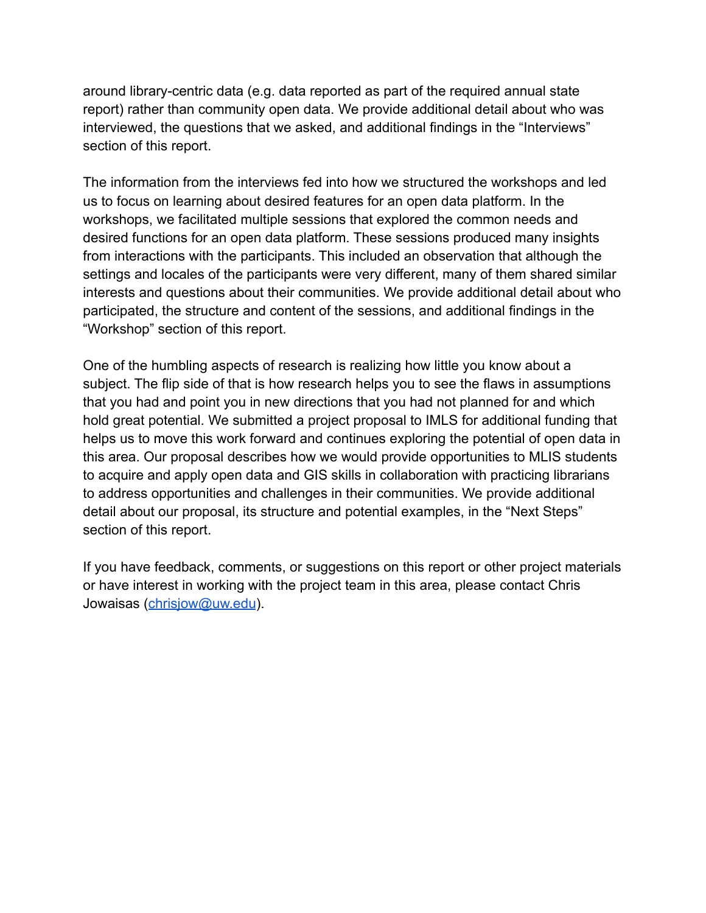around library-centric data (e.g. data reported as part of the required annual state report) rather than community open data. We provide additional detail about who was interviewed, the questions that we asked, and additional findings in the “Interviews” section of this report.

The information from the interviews fed into how we structured the workshops and led us to focus on learning about desired features for an open data platform. In the workshops, we facilitated multiple sessions that explored the common needs and desired functions for an open data platform. These sessions produced many insights from interactions with the participants. This included an observation that although the settings and locales of the participants were very different, many of them shared similar interests and questions about their communities. We provide additional detail about who participated, the structure and content of the sessions, and additional findings in the “Workshop” section of this report.

One of the humbling aspects of research is realizing how little you know about a subject. The flip side of that is how research helps you to see the flaws in assumptions that you had and point you in new directions that you had not planned for and which hold great potential. We submitted a project proposal to IMLS for additional funding that helps us to move this work forward and continues exploring the potential of open data in this area. Our proposal describes how we would provide opportunities to MLIS students to acquire and apply open data and GIS skills in collaboration with practicing librarians to address opportunities and challenges in their communities. We provide additional detail about our proposal, its structure and potential examples, in the “Next Steps” section of this report.

If you have feedback, comments, or suggestions on this report or other project materials or have interest in working with the project team in this area, please contact Chris Jowaisas ([chrisjow@uw.edu](mailto:chrisjow@uw.edu)).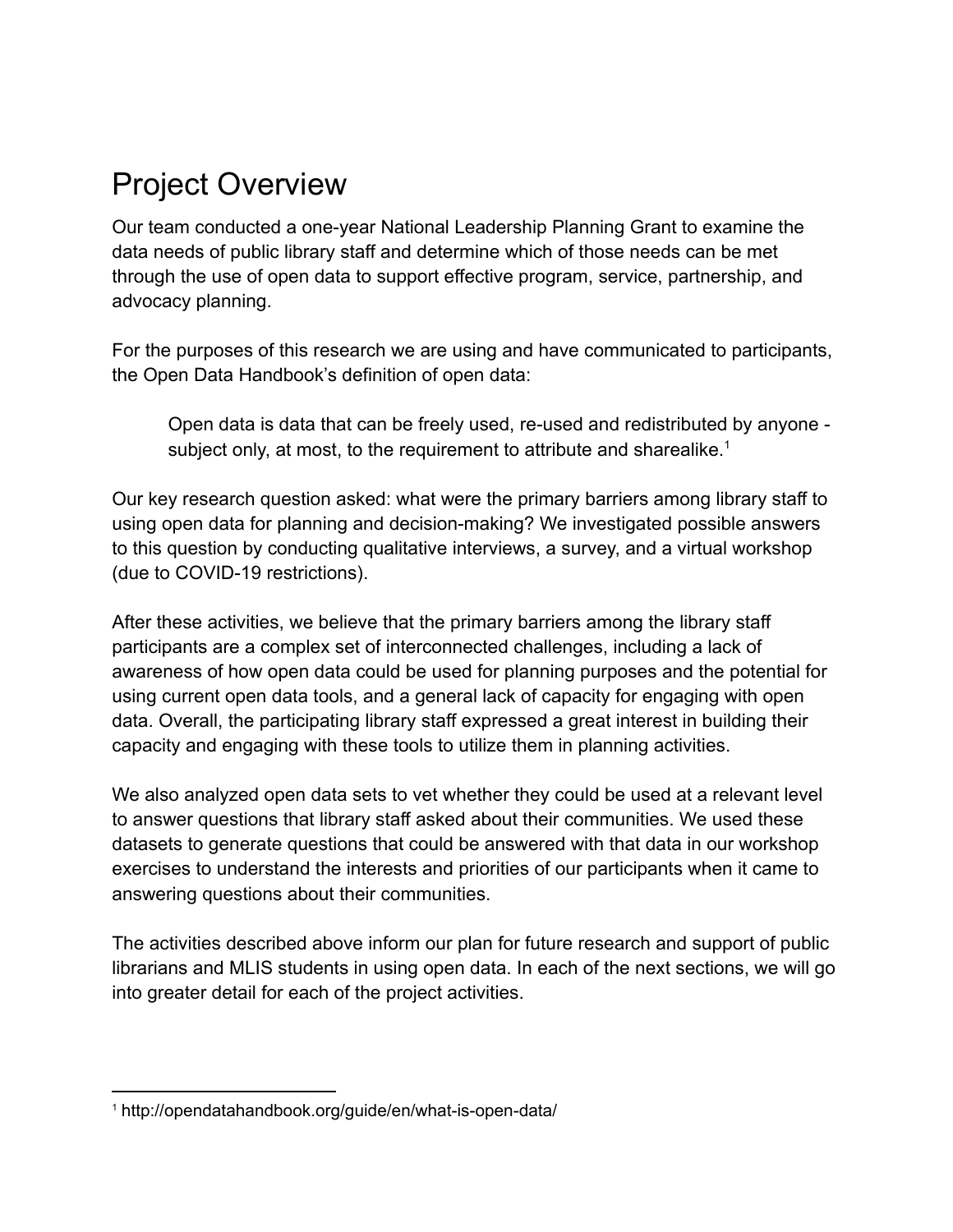# Project Overview

Our team conducted a one-year National Leadership Planning Grant to examine the data needs of public library staff and determine which of those needs can be met through the use of open data to support effective program, service, partnership, and advocacy planning.

For the purposes of this research we are using and have communicated to participants, the Open Data Handbook's definition of open data:

> Open data is data that can be freely used, re-used and redistributed by anyone - subject only, at most, to the requirement to attribute and sharealike.[1]

Our key research question asked: what were the primary barriers among library staff to using open data for planning and decision-making? We investigated possible answers to this question by conducting qualitative interviews, a survey, and a virtual workshop (due to COVID-19 restrictions).

After these activities, we believe that the primary barriers among the library staff participants are a complex set of interconnected challenges, including a lack of awareness of how open data could be used for planning purposes and the potential for using current open data tools, and a general lack of capacity for engaging with open data. Overall, the participating library staff expressed a great interest in building their capacity and engaging with these tools to utilize them in planning activities.

We also analyzed open data sets to vet whether they could be used at a relevant level to answer questions that library staff asked about their communities. We used these datasets to generate questions that could be answered with that data in our workshop exercises to understand the interests and priorities of our participants when it came to answering questions about their communities.

The activities described above inform our plan for future research and support of public librarians and MLIS students in using open data. In each of the next sections, we will go into greater detail for each of the project activities.

[1] http://opendatahandbook.org/guide/en/what-is-open-data/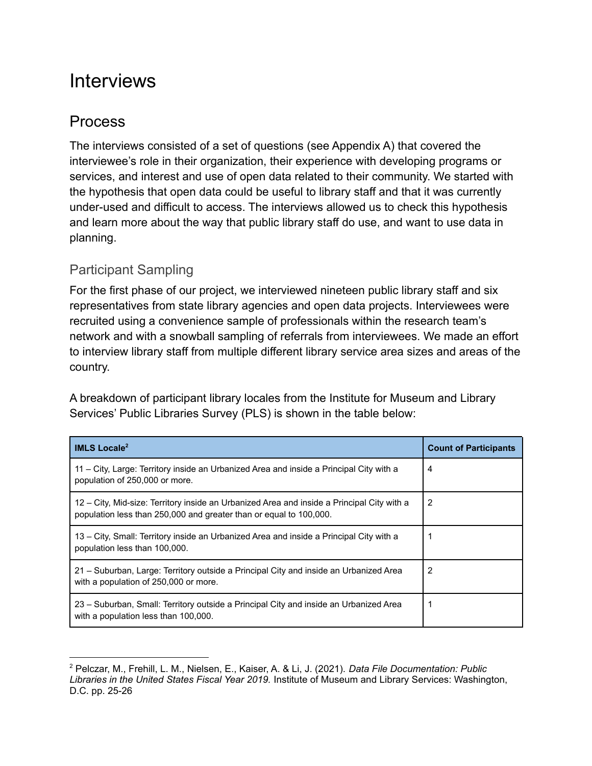# Interviews

## Process

The interviews consisted of a set of questions (see Appendix A) that covered the interviewee's role in their organization, their experience with developing programs or services, and interest and use of open data related to their community. We started with the hypothesis that open data could be useful to library staff and that it was currently under-used and difficult to access. The interviews allowed us to check this hypothesis and learn more about the way that public library staff do use, and want to use data in planning.

### Participant Sampling

For the first phase of our project, we interviewed nineteen public library staff and six representatives from state library agencies and open data projects. Interviewees were recruited using a convenience sample of professionals within the research team's network and with a snowball sampling of referrals from interviewees. We made an effort to interview library staff from multiple different library service area sizes and areas of the country.

A breakdown of participant library locales from the Institute for Museum and Library Services' Public Libraries Survey (PLS) is shown in the table below:

| IMLS Locale[2] | Count of Participants |
| --- | --- |
| 11 – City, Large: Territory inside an Urbanized Area and inside a Principal City with a population of 250,000 or more. | 4 |
| 12 – City, Mid-size: Territory inside an Urbanized Area and inside a Principal City with a population less than 250,000 and greater than or equal to 100,000. | 2 |
| 13 – City, Small: Territory inside an Urbanized Area and inside a Principal City with a population less than 100,000. | 1 |
| 21 – Suburban, Large: Territory outside a Principal City and inside an Urbanized Area with a population of 250,000 or more. | 2 |
| 23 – Suburban, Small: Territory outside a Principal City and inside an Urbanized Area with a population less than 100,000. | 1 |

[2] Pelczar, M., Frehill, L. M., Nielsen, E., Kaiser, A. & Li, J. (2021). *Data File Documentation: Public Libraries in the United States Fiscal Year 2019.* Institute of Museum and Library Services: Washington, D.C. pp. 25-26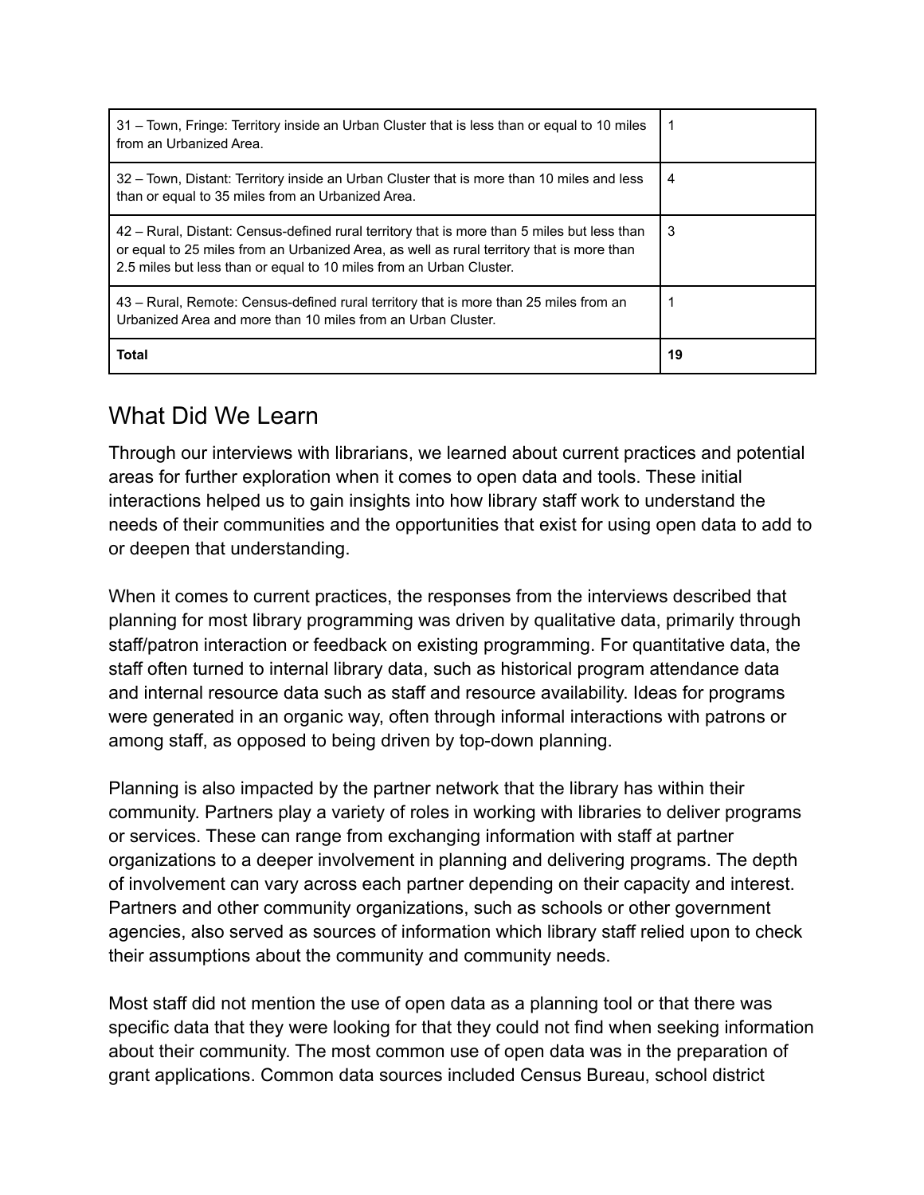| | |
|---|---|
| 31 – Town, Fringe: Territory inside an Urban Cluster that is less than or equal to 10 miles from an Urbanized Area. | 1 |
| 32 – Town, Distant: Territory inside an Urban Cluster that is more than 10 miles and less than or equal to 35 miles from an Urbanized Area. | 4 |
| 42 – Rural, Distant: Census-defined rural territory that is more than 5 miles but less than or equal to 25 miles from an Urbanized Area, as well as rural territory that is more than 2.5 miles but less than or equal to 10 miles from an Urban Cluster. | 3 |
| 43 – Rural, Remote: Census-defined rural territory that is more than 25 miles from an Urbanized Area and more than 10 miles from an Urban Cluster. | 1 |
| **Total** | **19** |

## What Did We Learn

Through our interviews with librarians, we learned about current practices and potential areas for further exploration when it comes to open data and tools. These initial interactions helped us to gain insights into how library staff work to understand the needs of their communities and the opportunities that exist for using open data to add to or deepen that understanding.

When it comes to current practices, the responses from the interviews described that planning for most library programming was driven by qualitative data, primarily through staff/patron interaction or feedback on existing programming. For quantitative data, the staff often turned to internal library data, such as historical program attendance data and internal resource data such as staff and resource availability. Ideas for programs were generated in an organic way, often through informal interactions with patrons or among staff, as opposed to being driven by top-down planning.

Planning is also impacted by the partner network that the library has within their community. Partners play a variety of roles in working with libraries to deliver programs or services. These can range from exchanging information with staff at partner organizations to a deeper involvement in planning and delivering programs. The depth of involvement can vary across each partner depending on their capacity and interest. Partners and other community organizations, such as schools or other government agencies, also served as sources of information which library staff relied upon to check their assumptions about the community and community needs.

Most staff did not mention the use of open data as a planning tool or that there was specific data that they were looking for that they could not find when seeking information about their community. The most common use of open data was in the preparation of grant applications. Common data sources included Census Bureau, school district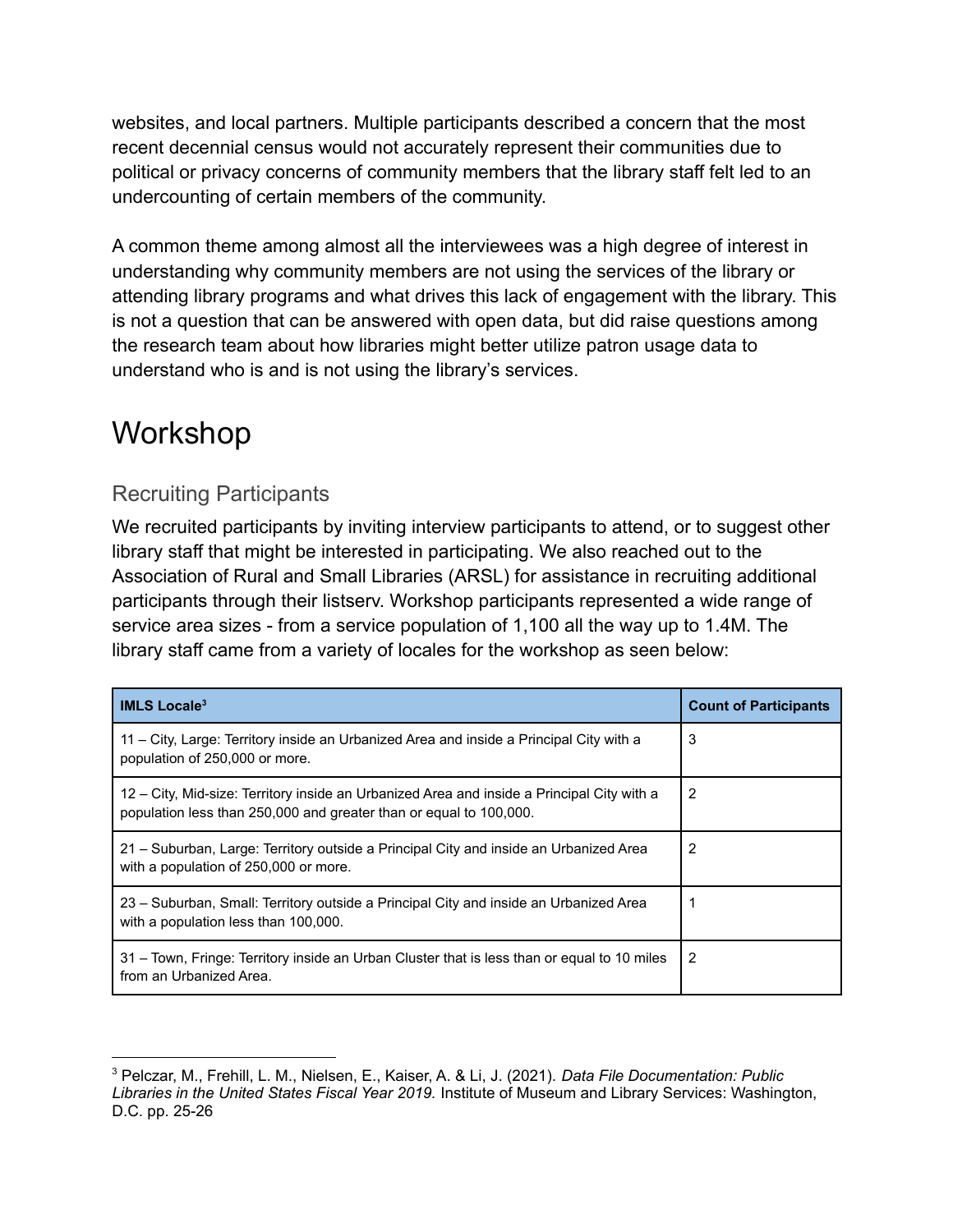websites, and local partners. Multiple participants described a concern that the most recent decennial census would not accurately represent their communities due to political or privacy concerns of community members that the library staff felt led to an undercounting of certain members of the community.

A common theme among almost all the interviewees was a high degree of interest in understanding why community members are not using the services of the library or attending library programs and what drives this lack of engagement with the library. This is not a question that can be answered with open data, but did raise questions among the research team about how libraries might better utilize patron usage data to understand who is and is not using the library's services.

# Workshop

## Recruiting Participants

We recruited participants by inviting interview participants to attend, or to suggest other library staff that might be interested in participating. We also reached out to the Association of Rural and Small Libraries (ARSL) for assistance in recruiting additional participants through their listserv. Workshop participants represented a wide range of service area sizes - from a service population of 1,100 all the way up to 1.4M. The library staff came from a variety of locales for the workshop as seen below:

| IMLS Locale[3] | Count of Participants |
| --- | --- |
| 11 – City, Large: Territory inside an Urbanized Area and inside a Principal City with a population of 250,000 or more. | 3 |
| 12 – City, Mid-size: Territory inside an Urbanized Area and inside a Principal City with a population less than 250,000 and greater than or equal to 100,000. | 2 |
| 21 – Suburban, Large: Territory outside a Principal City and inside an Urbanized Area with a population of 250,000 or more. | 2 |
| 23 – Suburban, Small: Territory outside a Principal City and inside an Urbanized Area with a population less than 100,000. | 1 |
| 31 – Town, Fringe: Territory inside an Urban Cluster that is less than or equal to 10 miles from an Urbanized Area. | 2 |

[3] Pelczar, M., Frehill, L. M., Nielsen, E., Kaiser, A. & Li, J. (2021). *Data File Documentation: Public Libraries in the United States Fiscal Year 2019.* Institute of Museum and Library Services: Washington, D.C. pp. 25-26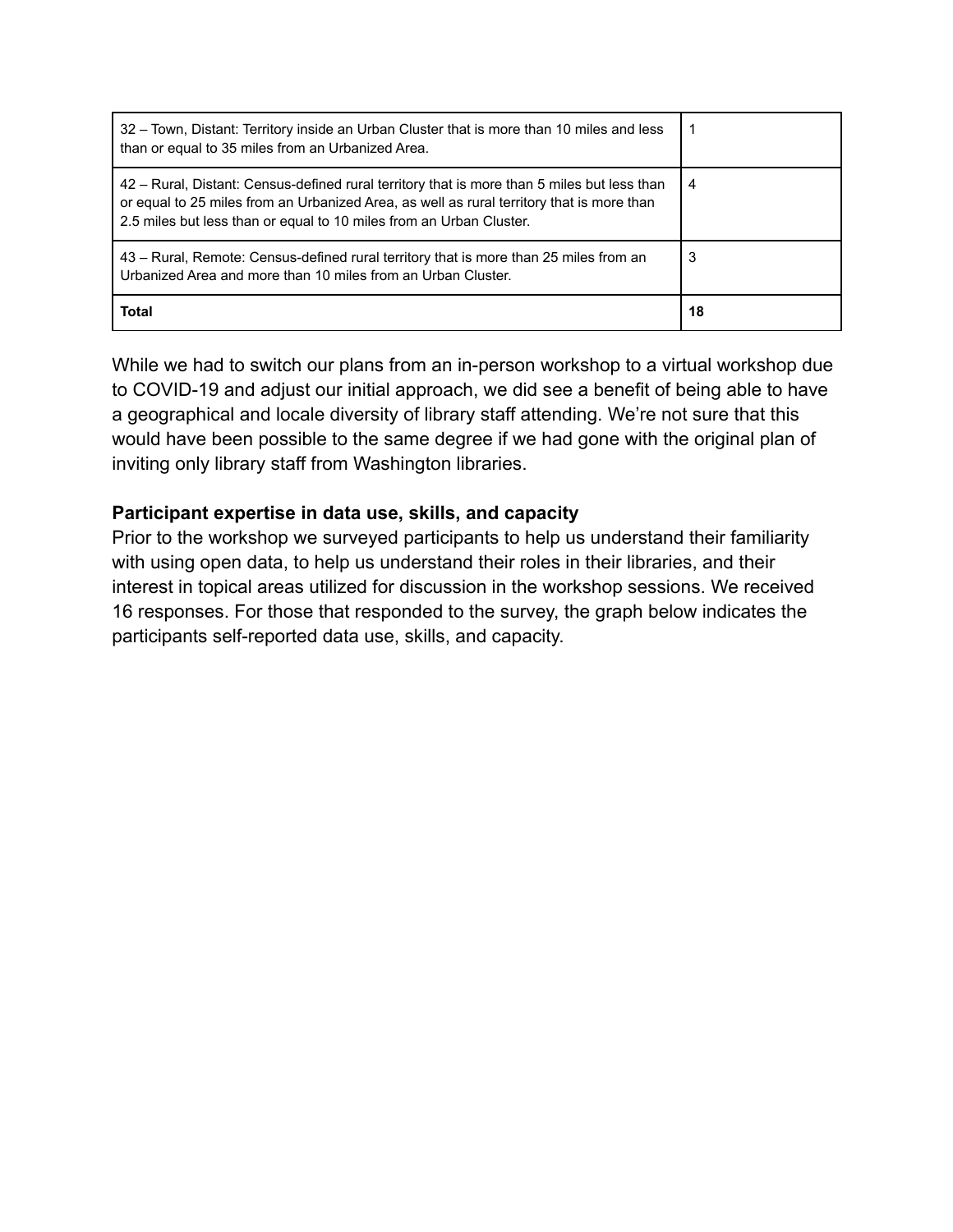| | |
|---|---|
| 32 – Town, Distant: Territory inside an Urban Cluster that is more than 10 miles and less than or equal to 35 miles from an Urbanized Area. | 1 |
| 42 – Rural, Distant: Census-defined rural territory that is more than 5 miles but less than or equal to 25 miles from an Urbanized Area, as well as rural territory that is more than 2.5 miles but less than or equal to 10 miles from an Urban Cluster. | 4 |
| 43 – Rural, Remote: Census-defined rural territory that is more than 25 miles from an Urbanized Area and more than 10 miles from an Urban Cluster. | 3 |
| **Total** | **18** |

While we had to switch our plans from an in-person workshop to a virtual workshop due to COVID-19 and adjust our initial approach, we did see a benefit of being able to have a geographical and locale diversity of library staff attending. We're not sure that this would have been possible to the same degree if we had gone with the original plan of inviting only library staff from Washington libraries.

### Participant expertise in data use, skills, and capacity

Prior to the workshop we surveyed participants to help us understand their familiarity with using open data, to help us understand their roles in their libraries, and their interest in topical areas utilized for discussion in the workshop sessions. We received 16 responses. For those that responded to the survey, the graph below indicates the participants self-reported data use, skills, and capacity.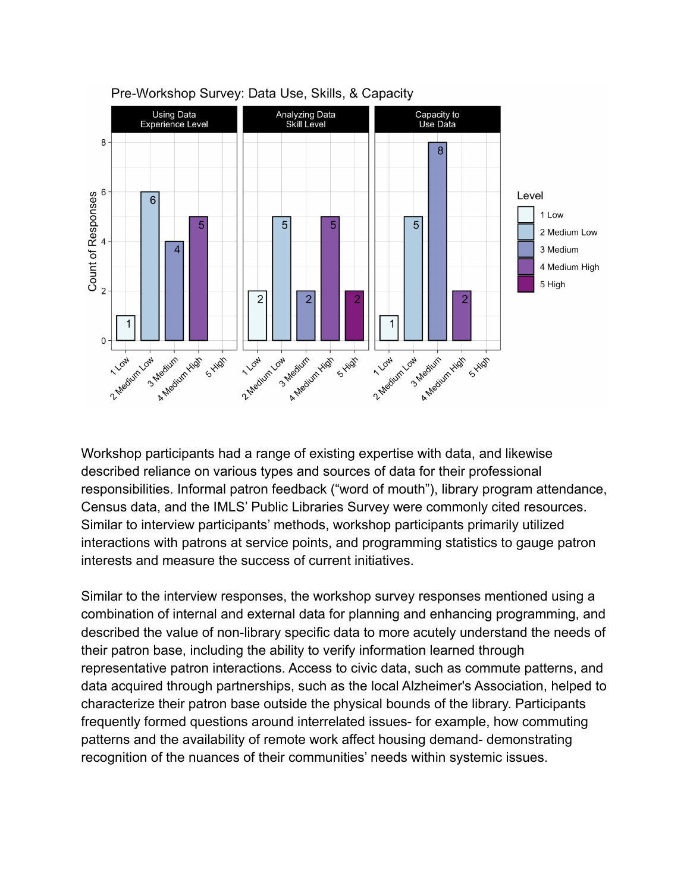Workshop participants had a range of existing expertise with data, and likewise described reliance on various types and sources of data for their professional responsibilities. Informal patron feedback ("word of mouth"), library program attendance, Census data, and the IMLS' Public Libraries Survey were commonly cited resources. Similar to interview participants' methods, workshop participants primarily utilized interactions with patrons at service points, and programming statistics to gauge patron interests and measure the success of current initiatives.

Similar to the interview responses, the workshop survey responses mentioned using a combination of internal and external data for planning and enhancing programming, and described the value of non-library specific data to more acutely understand the needs of their patron base, including the ability to verify information learned through representative patron interactions. Access to civic data, such as commute patterns, and data acquired through partnerships, such as the local Alzheimer's Association, helped to characterize their patron base outside the physical bounds of the library. Participants frequently formed questions around interrelated issues- for example, how commuting patterns and the availability of remote work affect housing demand- demonstrating recognition of the nuances of their communities' needs within systemic issues.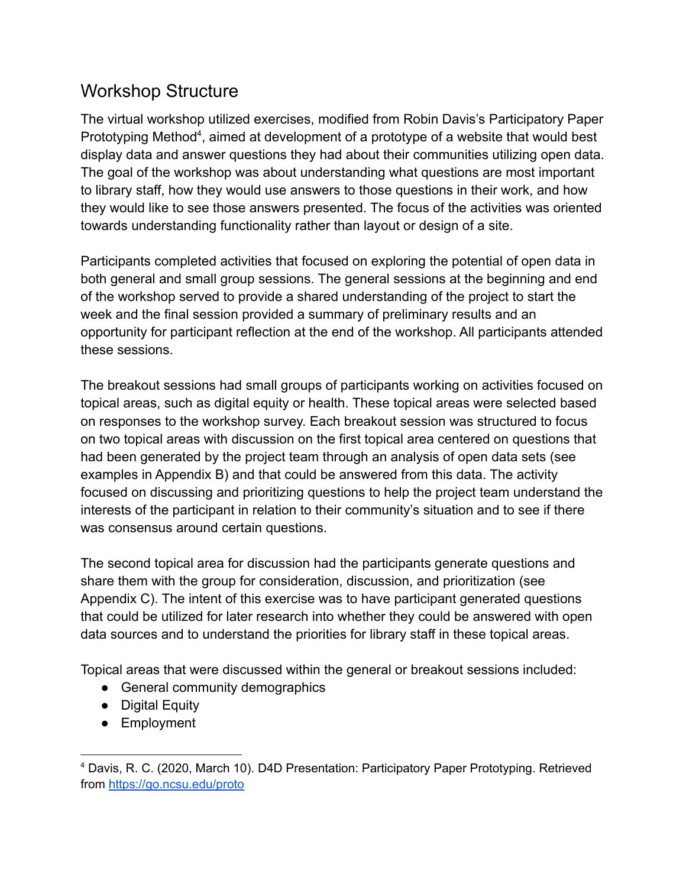## Workshop Structure

The virtual workshop utilized exercises, modified from Robin Davis's Participatory Paper Prototyping Method[4], aimed at development of a prototype of a website that would best display data and answer questions they had about their communities utilizing open data. The goal of the workshop was about understanding what questions are most important to library staff, how they would use answers to those questions in their work, and how they would like to see those answers presented. The focus of the activities was oriented towards understanding functionality rather than layout or design of a site.

Participants completed activities that focused on exploring the potential of open data in both general and small group sessions. The general sessions at the beginning and end of the workshop served to provide a shared understanding of the project to start the week and the final session provided a summary of preliminary results and an opportunity for participant reflection at the end of the workshop. All participants attended these sessions.

The breakout sessions had small groups of participants working on activities focused on topical areas, such as digital equity or health. These topical areas were selected based on responses to the workshop survey. Each breakout session was structured to focus on two topical areas with discussion on the first topical area centered on questions that had been generated by the project team through an analysis of open data sets (see examples in Appendix B) and that could be answered from this data. The activity focused on discussing and prioritizing questions to help the project team understand the interests of the participant in relation to their community's situation and to see if there was consensus around certain questions.

The second topical area for discussion had the participants generate questions and share them with the group for consideration, discussion, and prioritization (see Appendix C). The intent of this exercise was to have participant generated questions that could be utilized for later research into whether they could be answered with open data sources and to understand the priorities for library staff in these topical areas.

Topical areas that were discussed within the general or breakout sessions included:

- General community demographics
- Digital Equity
- Employment

---

[4] Davis, R. C. (2020, March 10). D4D Presentation: Participatory Paper Prototyping. Retrieved from https://go.ncsu.edu/proto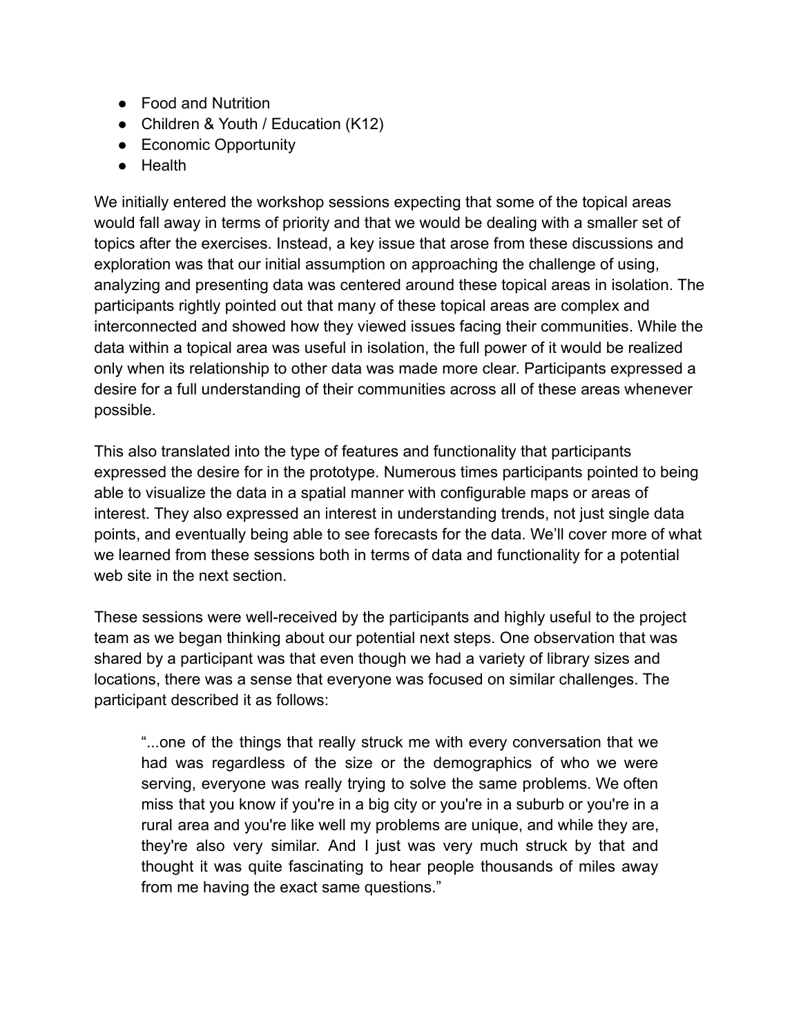- Food and Nutrition
- Children & Youth / Education (K12)
- Economic Opportunity
- Health

We initially entered the workshop sessions expecting that some of the topical areas would fall away in terms of priority and that we would be dealing with a smaller set of topics after the exercises. Instead, a key issue that arose from these discussions and exploration was that our initial assumption on approaching the challenge of using, analyzing and presenting data was centered around these topical areas in isolation. The participants rightly pointed out that many of these topical areas are complex and interconnected and showed how they viewed issues facing their communities. While the data within a topical area was useful in isolation, the full power of it would be realized only when its relationship to other data was made more clear. Participants expressed a desire for a full understanding of their communities across all of these areas whenever possible.

This also translated into the type of features and functionality that participants expressed the desire for in the prototype. Numerous times participants pointed to being able to visualize the data in a spatial manner with configurable maps or areas of interest. They also expressed an interest in understanding trends, not just single data points, and eventually being able to see forecasts for the data. We'll cover more of what we learned from these sessions both in terms of data and functionality for a potential web site in the next section.

These sessions were well-received by the participants and highly useful to the project team as we began thinking about our potential next steps. One observation that was shared by a participant was that even though we had a variety of library sizes and locations, there was a sense that everyone was focused on similar challenges. The participant described it as follows:

> "...one of the things that really struck me with every conversation that we had was regardless of the size or the demographics of who we were serving, everyone was really trying to solve the same problems. We often miss that you know if you're in a big city or you're in a suburb or you're in a rural area and you're like well my problems are unique, and while they are, they're also very similar. And I just was very much struck by that and thought it was quite fascinating to hear people thousands of miles away from me having the exact same questions."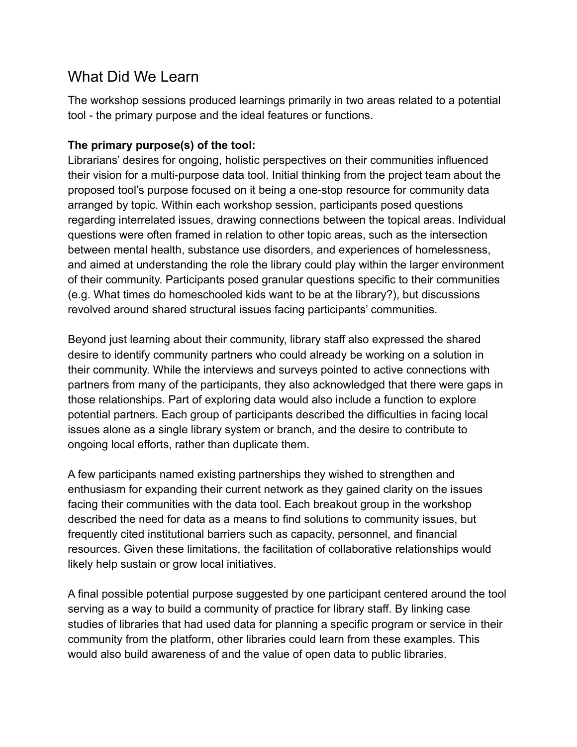## What Did We Learn

The workshop sessions produced learnings primarily in two areas related to a potential tool - the primary purpose and the ideal features or functions.

**The primary purpose(s) of the tool:**

Librarians' desires for ongoing, holistic perspectives on their communities influenced their vision for a multi-purpose data tool. Initial thinking from the project team about the proposed tool's purpose focused on it being a one-stop resource for community data arranged by topic. Within each workshop session, participants posed questions regarding interrelated issues, drawing connections between the topical areas. Individual questions were often framed in relation to other topic areas, such as the intersection between mental health, substance use disorders, and experiences of homelessness, and aimed at understanding the role the library could play within the larger environment of their community. Participants posed granular questions specific to their communities (e.g. What times do homeschooled kids want to be at the library?), but discussions revolved around shared structural issues facing participants' communities.

Beyond just learning about their community, library staff also expressed the shared desire to identify community partners who could already be working on a solution in their community. While the interviews and surveys pointed to active connections with partners from many of the participants, they also acknowledged that there were gaps in those relationships. Part of exploring data would also include a function to explore potential partners. Each group of participants described the difficulties in facing local issues alone as a single library system or branch, and the desire to contribute to ongoing local efforts, rather than duplicate them.

A few participants named existing partnerships they wished to strengthen and enthusiasm for expanding their current network as they gained clarity on the issues facing their communities with the data tool. Each breakout group in the workshop described the need for data as a means to find solutions to community issues, but frequently cited institutional barriers such as capacity, personnel, and financial resources. Given these limitations, the facilitation of collaborative relationships would likely help sustain or grow local initiatives.

A final possible potential purpose suggested by one participant centered around the tool serving as a way to build a community of practice for library staff. By linking case studies of libraries that had used data for planning a specific program or service in their community from the platform, other libraries could learn from these examples. This would also build awareness of and the value of open data to public libraries.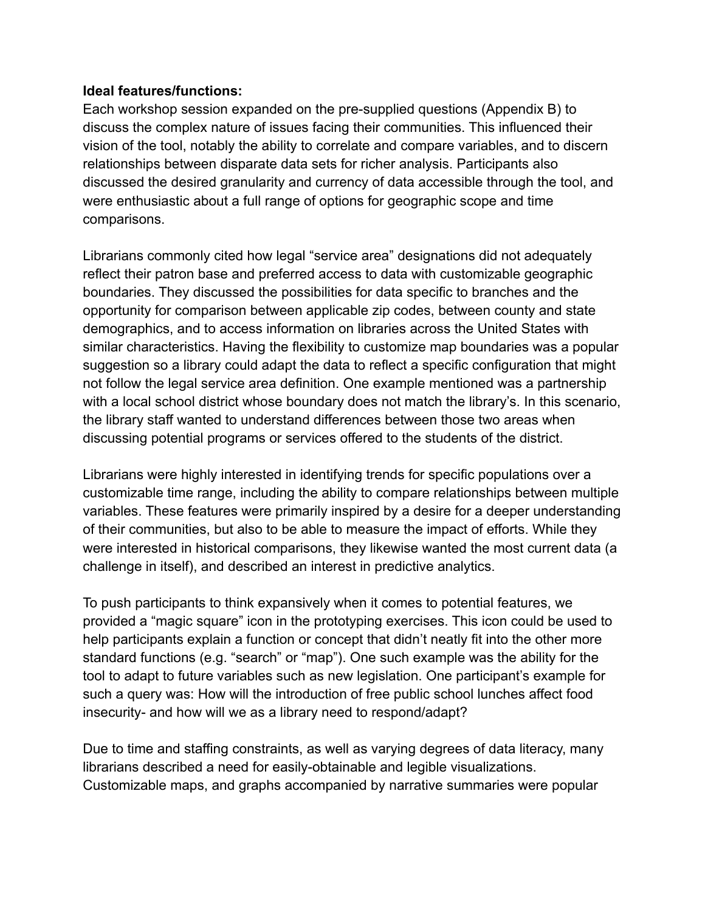**Ideal features/functions:**

Each workshop session expanded on the pre-supplied questions (Appendix B) to discuss the complex nature of issues facing their communities. This influenced their vision of the tool, notably the ability to correlate and compare variables, and to discern relationships between disparate data sets for richer analysis. Participants also discussed the desired granularity and currency of data accessible through the tool, and were enthusiastic about a full range of options for geographic scope and time comparisons.

Librarians commonly cited how legal "service area" designations did not adequately reflect their patron base and preferred access to data with customizable geographic boundaries. They discussed the possibilities for data specific to branches and the opportunity for comparison between applicable zip codes, between county and state demographics, and to access information on libraries across the United States with similar characteristics. Having the flexibility to customize map boundaries was a popular suggestion so a library could adapt the data to reflect a specific configuration that might not follow the legal service area definition. One example mentioned was a partnership with a local school district whose boundary does not match the library's. In this scenario, the library staff wanted to understand differences between those two areas when discussing potential programs or services offered to the students of the district.

Librarians were highly interested in identifying trends for specific populations over a customizable time range, including the ability to compare relationships between multiple variables. These features were primarily inspired by a desire for a deeper understanding of their communities, but also to be able to measure the impact of efforts. While they were interested in historical comparisons, they likewise wanted the most current data (a challenge in itself), and described an interest in predictive analytics.

To push participants to think expansively when it comes to potential features, we provided a "magic square" icon in the prototyping exercises. This icon could be used to help participants explain a function or concept that didn't neatly fit into the other more standard functions (e.g. "search" or "map"). One such example was the ability for the tool to adapt to future variables such as new legislation. One participant's example for such a query was: How will the introduction of free public school lunches affect food insecurity- and how will we as a library need to respond/adapt?

Due to time and staffing constraints, as well as varying degrees of data literacy, many librarians described a need for easily-obtainable and legible visualizations. Customizable maps, and graphs accompanied by narrative summaries were popular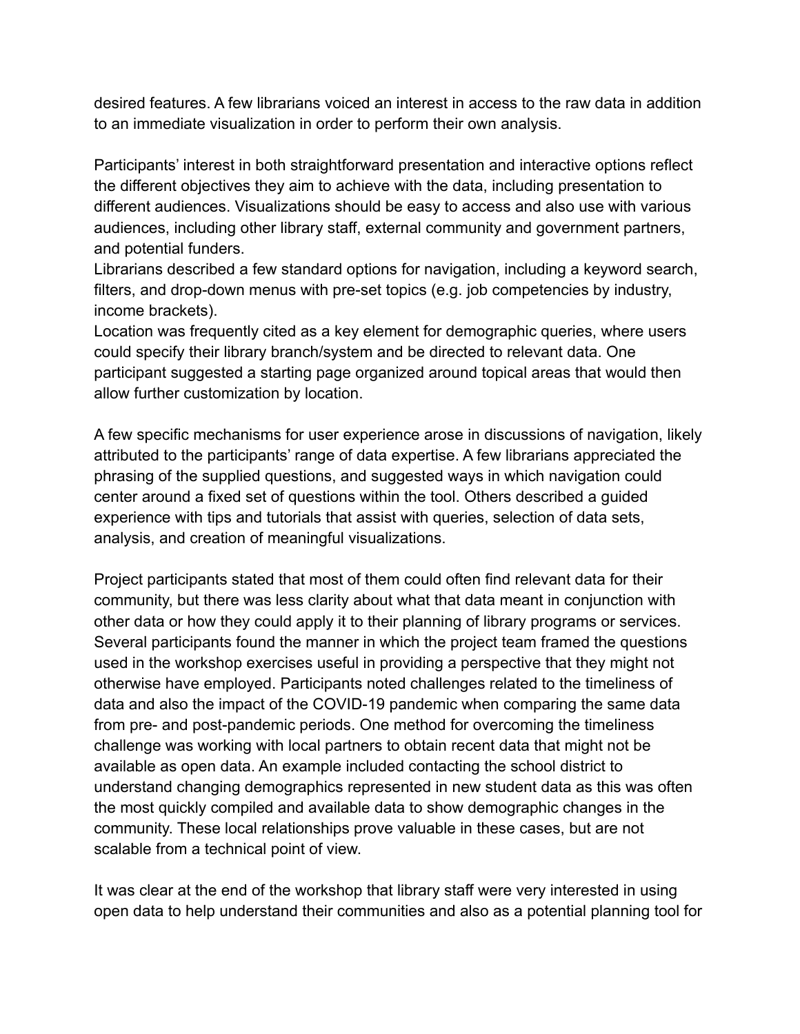desired features. A few librarians voiced an interest in access to the raw data in addition to an immediate visualization in order to perform their own analysis.

Participants' interest in both straightforward presentation and interactive options reflect the different objectives they aim to achieve with the data, including presentation to different audiences. Visualizations should be easy to access and also use with various audiences, including other library staff, external community and government partners, and potential funders.

Librarians described a few standard options for navigation, including a keyword search, filters, and drop-down menus with pre-set topics (e.g. job competencies by industry, income brackets).

Location was frequently cited as a key element for demographic queries, where users could specify their library branch/system and be directed to relevant data. One participant suggested a starting page organized around topical areas that would then allow further customization by location.

A few specific mechanisms for user experience arose in discussions of navigation, likely attributed to the participants' range of data expertise. A few librarians appreciated the phrasing of the supplied questions, and suggested ways in which navigation could center around a fixed set of questions within the tool. Others described a guided experience with tips and tutorials that assist with queries, selection of data sets, analysis, and creation of meaningful visualizations.

Project participants stated that most of them could often find relevant data for their community, but there was less clarity about what that data meant in conjunction with other data or how they could apply it to their planning of library programs or services. Several participants found the manner in which the project team framed the questions used in the workshop exercises useful in providing a perspective that they might not otherwise have employed. Participants noted challenges related to the timeliness of data and also the impact of the COVID-19 pandemic when comparing the same data from pre- and post-pandemic periods. One method for overcoming the timeliness challenge was working with local partners to obtain recent data that might not be available as open data. An example included contacting the school district to understand changing demographics represented in new student data as this was often the most quickly compiled and available data to show demographic changes in the community. These local relationships prove valuable in these cases, but are not scalable from a technical point of view.

It was clear at the end of the workshop that library staff were very interested in using open data to help understand their communities and also as a potential planning tool for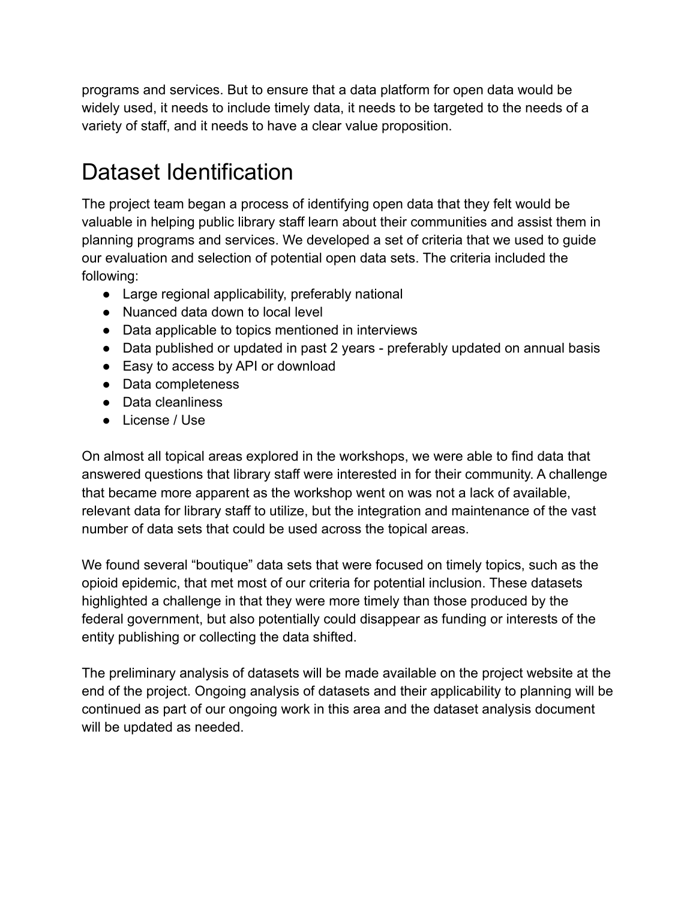programs and services. But to ensure that a data platform for open data would be widely used, it needs to include timely data, it needs to be targeted to the needs of a variety of staff, and it needs to have a clear value proposition.

# Dataset Identification

The project team began a process of identifying open data that they felt would be valuable in helping public library staff learn about their communities and assist them in planning programs and services. We developed a set of criteria that we used to guide our evaluation and selection of potential open data sets. The criteria included the following:

- Large regional applicability, preferably national
- Nuanced data down to local level
- Data applicable to topics mentioned in interviews
- Data published or updated in past 2 years - preferably updated on annual basis
- Easy to access by API or download
- Data completeness
- Data cleanliness
- License / Use

On almost all topical areas explored in the workshops, we were able to find data that answered questions that library staff were interested in for their community. A challenge that became more apparent as the workshop went on was not a lack of available, relevant data for library staff to utilize, but the integration and maintenance of the vast number of data sets that could be used across the topical areas.

We found several “boutique” data sets that were focused on timely topics, such as the opioid epidemic, that met most of our criteria for potential inclusion. These datasets highlighted a challenge in that they were more timely than those produced by the federal government, but also potentially could disappear as funding or interests of the entity publishing or collecting the data shifted.

The preliminary analysis of datasets will be made available on the project website at the end of the project. Ongoing analysis of datasets and their applicability to planning will be continued as part of our ongoing work in this area and the dataset analysis document will be updated as needed.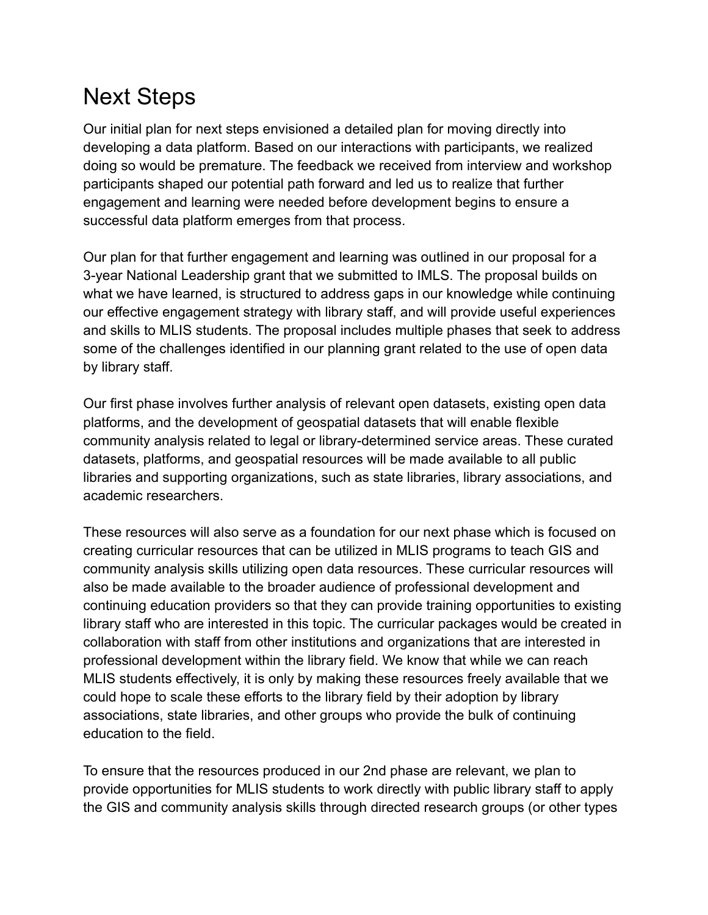# Next Steps

Our initial plan for next steps envisioned a detailed plan for moving directly into developing a data platform. Based on our interactions with participants, we realized doing so would be premature. The feedback we received from interview and workshop participants shaped our potential path forward and led us to realize that further engagement and learning were needed before development begins to ensure a successful data platform emerges from that process.

Our plan for that further engagement and learning was outlined in our proposal for a 3-year National Leadership grant that we submitted to IMLS. The proposal builds on what we have learned, is structured to address gaps in our knowledge while continuing our effective engagement strategy with library staff, and will provide useful experiences and skills to MLIS students. The proposal includes multiple phases that seek to address some of the challenges identified in our planning grant related to the use of open data by library staff.

Our first phase involves further analysis of relevant open datasets, existing open data platforms, and the development of geospatial datasets that will enable flexible community analysis related to legal or library-determined service areas. These curated datasets, platforms, and geospatial resources will be made available to all public libraries and supporting organizations, such as state libraries, library associations, and academic researchers.

These resources will also serve as a foundation for our next phase which is focused on creating curricular resources that can be utilized in MLIS programs to teach GIS and community analysis skills utilizing open data resources. These curricular resources will also be made available to the broader audience of professional development and continuing education providers so that they can provide training opportunities to existing library staff who are interested in this topic. The curricular packages would be created in collaboration with staff from other institutions and organizations that are interested in professional development within the library field. We know that while we can reach MLIS students effectively, it is only by making these resources freely available that we could hope to scale these efforts to the library field by their adoption by library associations, state libraries, and other groups who provide the bulk of continuing education to the field.

To ensure that the resources produced in our 2nd phase are relevant, we plan to provide opportunities for MLIS students to work directly with public library staff to apply the GIS and community analysis skills through directed research groups (or other types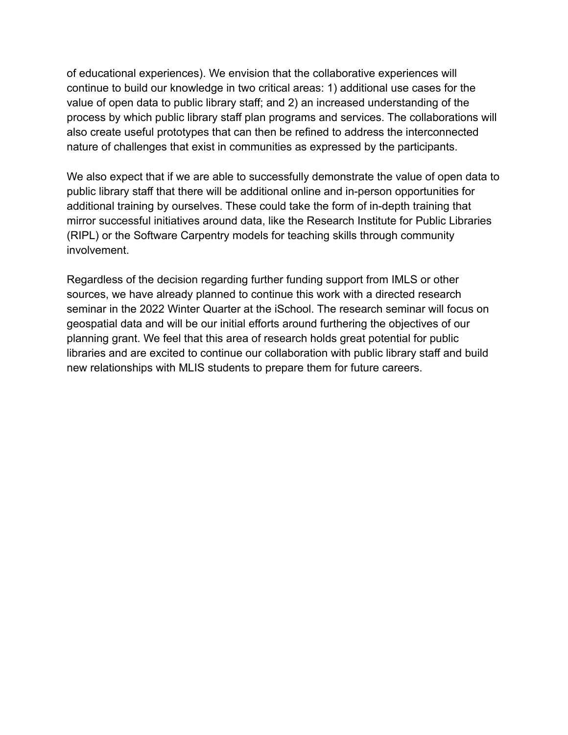of educational experiences). We envision that the collaborative experiences will continue to build our knowledge in two critical areas: 1) additional use cases for the value of open data to public library staff; and 2) an increased understanding of the process by which public library staff plan programs and services. The collaborations will also create useful prototypes that can then be refined to address the interconnected nature of challenges that exist in communities as expressed by the participants.

We also expect that if we are able to successfully demonstrate the value of open data to public library staff that there will be additional online and in-person opportunities for additional training by ourselves. These could take the form of in-depth training that mirror successful initiatives around data, like the Research Institute for Public Libraries (RIPL) or the Software Carpentry models for teaching skills through community involvement.

Regardless of the decision regarding further funding support from IMLS or other sources, we have already planned to continue this work with a directed research seminar in the 2022 Winter Quarter at the iSchool. The research seminar will focus on geospatial data and will be our initial efforts around furthering the objectives of our planning grant. We feel that this area of research holds great potential for public libraries and are excited to continue our collaboration with public library staff and build new relationships with MLIS students to prepare them for future careers.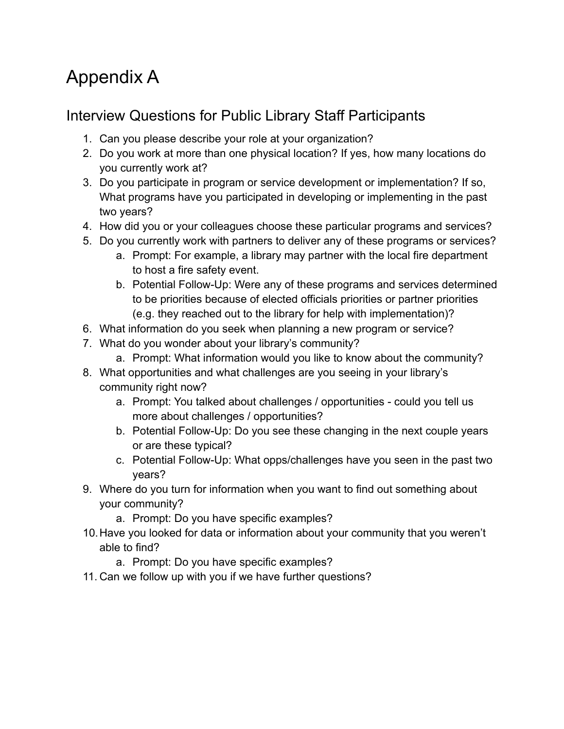# Appendix A

## Interview Questions for Public Library Staff Participants

1. Can you please describe your role at your organization?
2. Do you work at more than one physical location? If yes, how many locations do you currently work at?
3. Do you participate in program or service development or implementation? If so, What programs have you participated in developing or implementing in the past two years?
4. How did you or your colleagues choose these particular programs and services?
5. Do you currently work with partners to deliver any of these programs or services?
    a. Prompt: For example, a library may partner with the local fire department to host a fire safety event.
    b. Potential Follow-Up: Were any of these programs and services determined to be priorities because of elected officials priorities or partner priorities (e.g. they reached out to the library for help with implementation)?
6. What information do you seek when planning a new program or service?
7. What do you wonder about your library's community?
    a. Prompt: What information would you like to know about the community?
8. What opportunities and what challenges are you seeing in your library's community right now?
    a. Prompt: You talked about challenges / opportunities - could you tell us more about challenges / opportunities?
    b. Potential Follow-Up: Do you see these changing in the next couple years or are these typical?
    c. Potential Follow-Up: What opps/challenges have you seen in the past two years?
9. Where do you turn for information when you want to find out something about your community?
    a. Prompt: Do you have specific examples?
10. Have you looked for data or information about your community that you weren't able to find?
    a. Prompt: Do you have specific examples?
11. Can we follow up with you if we have further questions?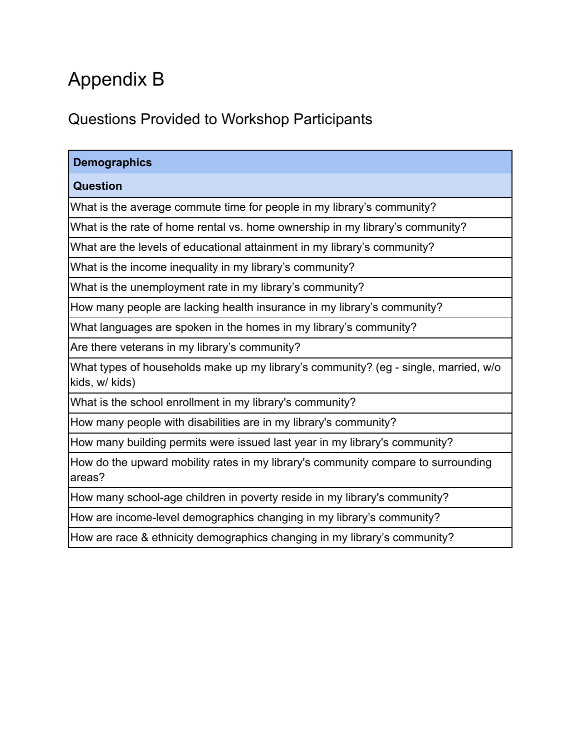# Appendix B

## Questions Provided to Workshop Participants

| Demographics |
| --- |
| **Question** |
| What is the average commute time for people in my library's community? |
| What is the rate of home rental vs. home ownership in my library's community? |
| What are the levels of educational attainment in my library's community? |
| What is the income inequality in my library's community? |
| What is the unemployment rate in my library's community? |
| How many people are lacking health insurance in my library's community? |
| What languages are spoken in the homes in my library's community? |
| Are there veterans in my library's community? |
| What types of households make up my library's community? (eg - single, married, w/o kids, w/ kids) |
| What is the school enrollment in my library's community? |
| How many people with disabilities are in my library's community? |
| How many building permits were issued last year in my library's community? |
| How do the upward mobility rates in my library's community compare to surrounding areas? |
| How many school-age children in poverty reside in my library's community? |
| How are income-level demographics changing in my library's community? |
| How are race & ethnicity demographics changing in my library's community? |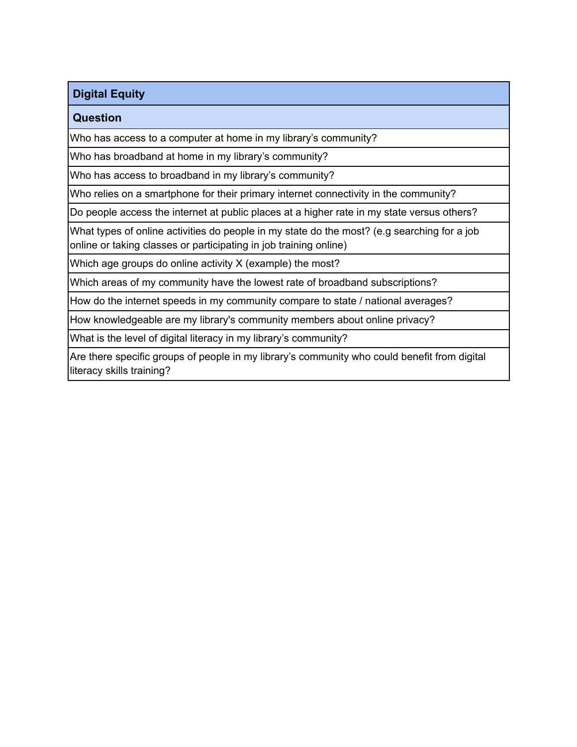| Digital Equity |
| --- |
| **Question** |
| Who has access to a computer at home in my library's community? |
| Who has broadband at home in my library's community? |
| Who has access to broadband in my library's community? |
| Who relies on a smartphone for their primary internet connectivity in the community? |
| Do people access the internet at public places at a higher rate in my state versus others? |
| What types of online activities do people in my state do the most? (e.g searching for a job online or taking classes or participating in job training online) |
| Which age groups do online activity X (example) the most? |
| Which areas of my community have the lowest rate of broadband subscriptions? |
| How do the internet speeds in my community compare to state / national averages? |
| How knowledgeable are my library's community members about online privacy? |
| What is the level of digital literacy in my library's community? |
| Are there specific groups of people in my library's community who could benefit from digital literacy skills training? |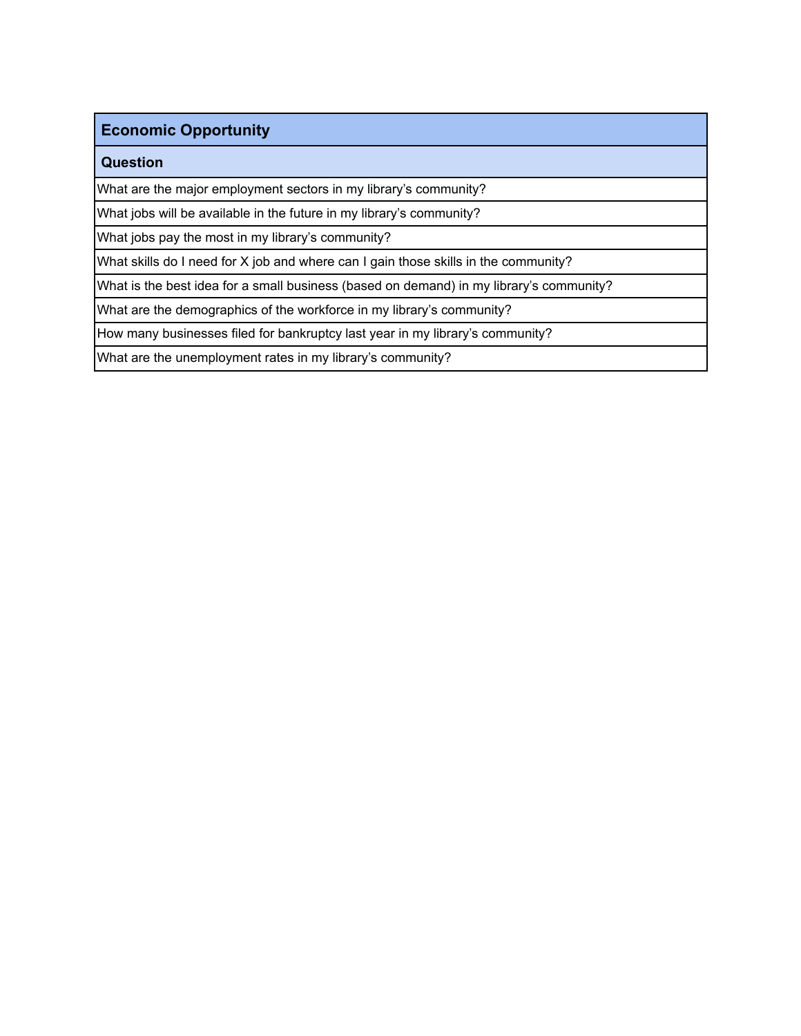| Economic Opportunity |
| --- |
| **Question** |
| What are the major employment sectors in my library's community? |
| What jobs will be available in the future in my library's community? |
| What jobs pay the most in my library's community? |
| What skills do I need for X job and where can I gain those skills in the community? |
| What is the best idea for a small business (based on demand) in my library's community? |
| What are the demographics of the workforce in my library's community? |
| How many businesses filed for bankruptcy last year in my library's community? |
| What are the unemployment rates in my library's community? |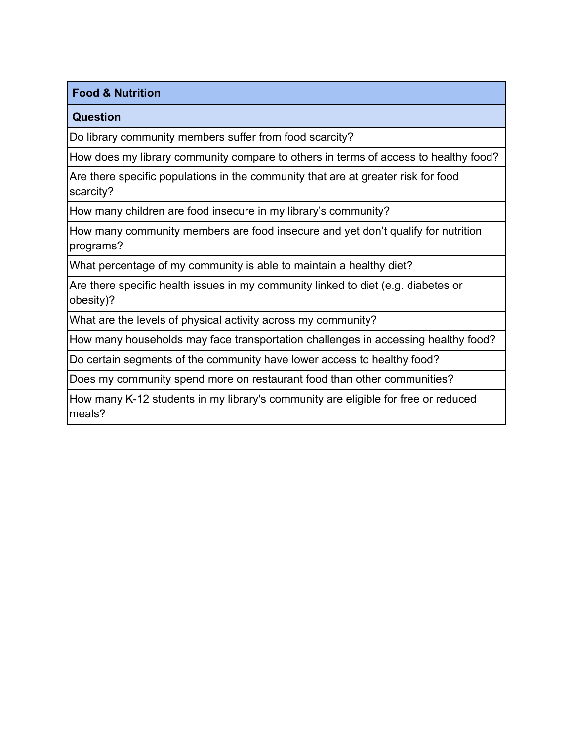| Food & Nutrition |
| --- |
| **Question** |
| Do library community members suffer from food scarcity? |
| How does my library community compare to others in terms of access to healthy food? |
| Are there specific populations in the community that are at greater risk for food scarcity? |
| How many children are food insecure in my library's community? |
| How many community members are food insecure and yet don't qualify for nutrition programs? |
| What percentage of my community is able to maintain a healthy diet? |
| Are there specific health issues in my community linked to diet (e.g. diabetes or obesity)? |
| What are the levels of physical activity across my community? |
| How many households may face transportation challenges in accessing healthy food? |
| Do certain segments of the community have lower access to healthy food? |
| Does my community spend more on restaurant food than other communities? |
| How many K-12 students in my library's community are eligible for free or reduced meals? |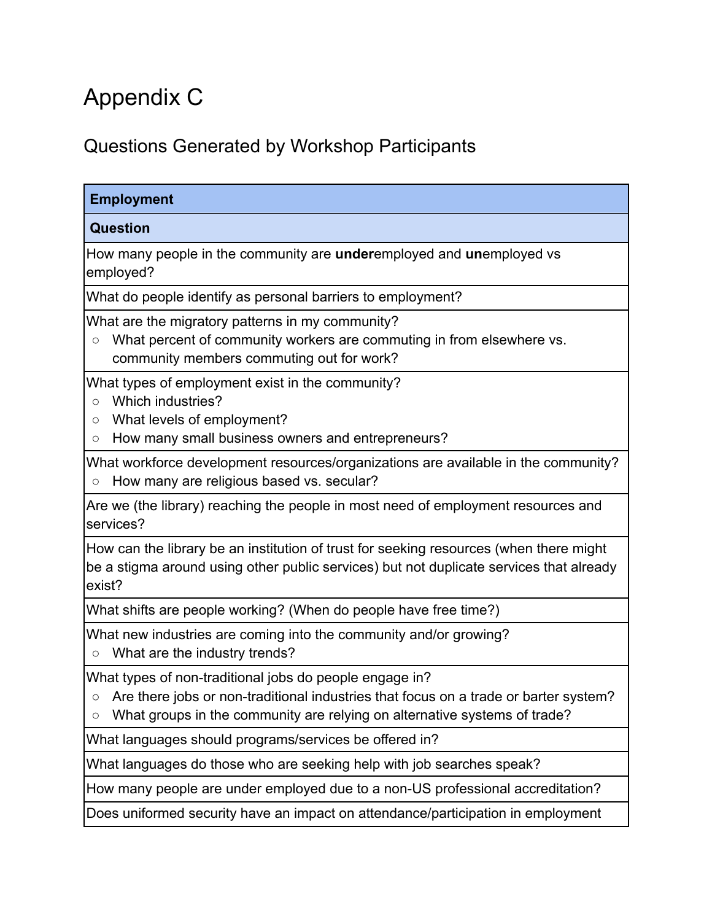# Appendix C

## Questions Generated by Workshop Participants

| **Employment** |
| --- |
| **Question** |
| How many people in the community are **under**employed and **un**employed vs employed? |
| What do people identify as personal barriers to employment? |
| What are the migratory patterns in my community?<br>○ What percent of community workers are commuting in from elsewhere vs. community members commuting out for work? |
| What types of employment exist in the community?<br>○ Which industries?<br>○ What levels of employment?<br>○ How many small business owners and entrepreneurs? |
| What workforce development resources/organizations are available in the community?<br>○ How many are religious based vs. secular? |
| Are we (the library) reaching the people in most need of employment resources and services? |
| How can the library be an institution of trust for seeking resources (when there might be a stigma around using other public services) but not duplicate services that already exist? |
| What shifts are people working? (When do people have free time?) |
| What new industries are coming into the community and/or growing?<br>○ What are the industry trends? |
| What types of non-traditional jobs do people engage in?<br>○ Are there jobs or non-traditional industries that focus on a trade or barter system?<br>○ What groups in the community are relying on alternative systems of trade? |
| What languages should programs/services be offered in? |
| What languages do those who are seeking help with job searches speak? |
| How many people are under employed due to a non-US professional accreditation? |
| Does uniformed security have an impact on attendance/participation in employment |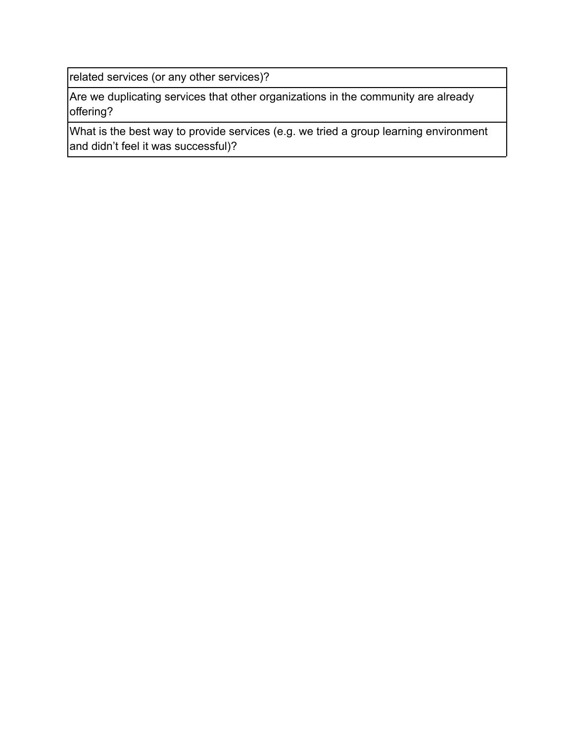| |
|---|
| related services (or any other services)? |
| Are we duplicating services that other organizations in the community are already offering? |
| What is the best way to provide services (e.g. we tried a group learning environment and didn't feel it was successful)? |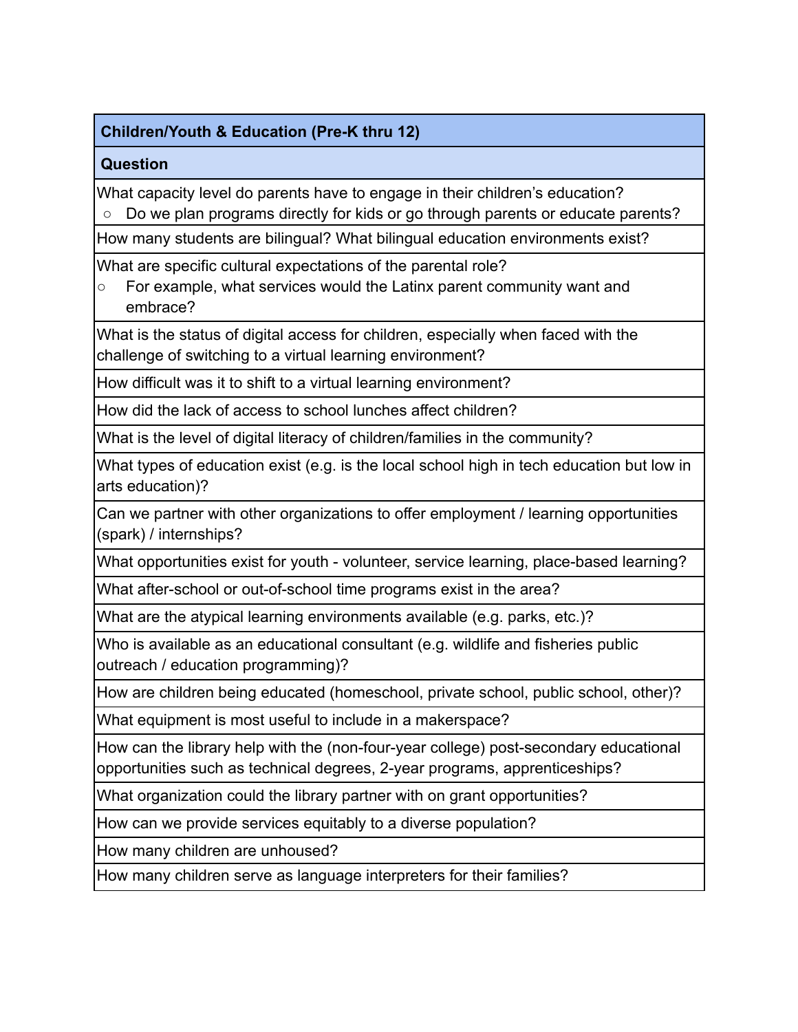| Children/Youth & Education (Pre-K thru 12) |
|---|
| **Question** |
| What capacity level do parents have to engage in their children's education?<br>○ Do we plan programs directly for kids or go through parents or educate parents? |
| How many students are bilingual? What bilingual education environments exist? |
| What are specific cultural expectations of the parental role?<br>○ For example, what services would the Latinx parent community want and embrace? |
| What is the status of digital access for children, especially when faced with the challenge of switching to a virtual learning environment? |
| How difficult was it to shift to a virtual learning environment? |
| How did the lack of access to school lunches affect children? |
| What is the level of digital literacy of children/families in the community? |
| What types of education exist (e.g. is the local school high in tech education but low in arts education)? |
| Can we partner with other organizations to offer employment / learning opportunities (spark) / internships? |
| What opportunities exist for youth - volunteer, service learning, place-based learning? |
| What after-school or out-of-school time programs exist in the area? |
| What are the atypical learning environments available (e.g. parks, etc.)? |
| Who is available as an educational consultant (e.g. wildlife and fisheries public outreach / education programming)? |
| How are children being educated (homeschool, private school, public school, other)? |
| What equipment is most useful to include in a makerspace? |
| How can the library help with the (non-four-year college) post-secondary educational opportunities such as technical degrees, 2-year programs, apprenticeships? |
| What organization could the library partner with on grant opportunities? |
| How can we provide services equitably to a diverse population? |
| How many children are unhoused? |
| How many children serve as language interpreters for their families? |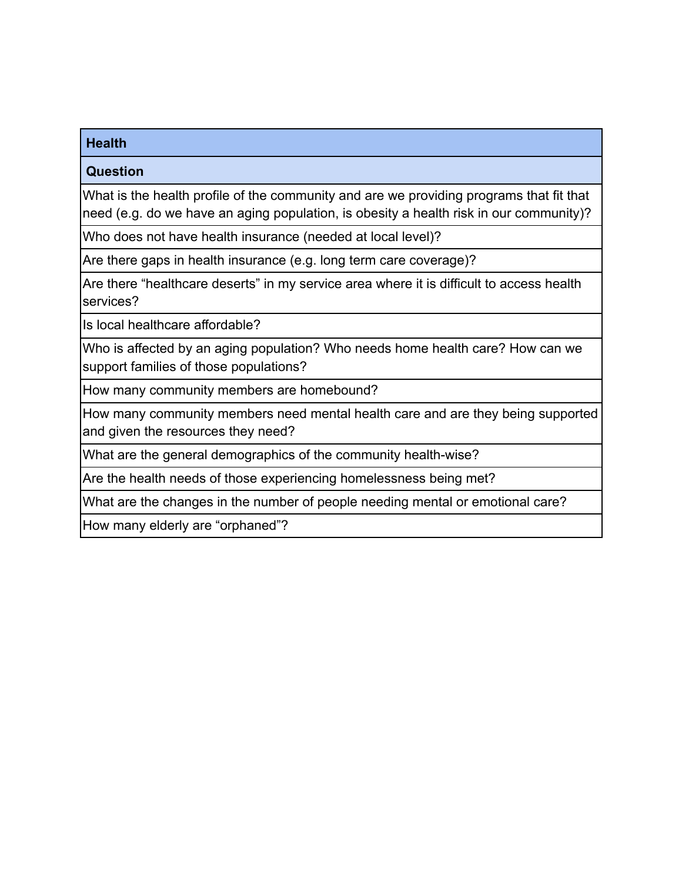| Health |
| --- |
| **Question** |
| What is the health profile of the community and are we providing programs that fit that need (e.g. do we have an aging population, is obesity a health risk in our community)? |
| Who does not have health insurance (needed at local level)? |
| Are there gaps in health insurance (e.g. long term care coverage)? |
| Are there “healthcare deserts” in my service area where it is difficult to access health services? |
| Is local healthcare affordable? |
| Who is affected by an aging population? Who needs home health care? How can we support families of those populations? |
| How many community members are homebound? |
| How many community members need mental health care and are they being supported and given the resources they need? |
| What are the general demographics of the community health-wise? |
| Are the health needs of those experiencing homelessness being met? |
| What are the changes in the number of people needing mental or emotional care? |
| How many elderly are “orphaned”? |